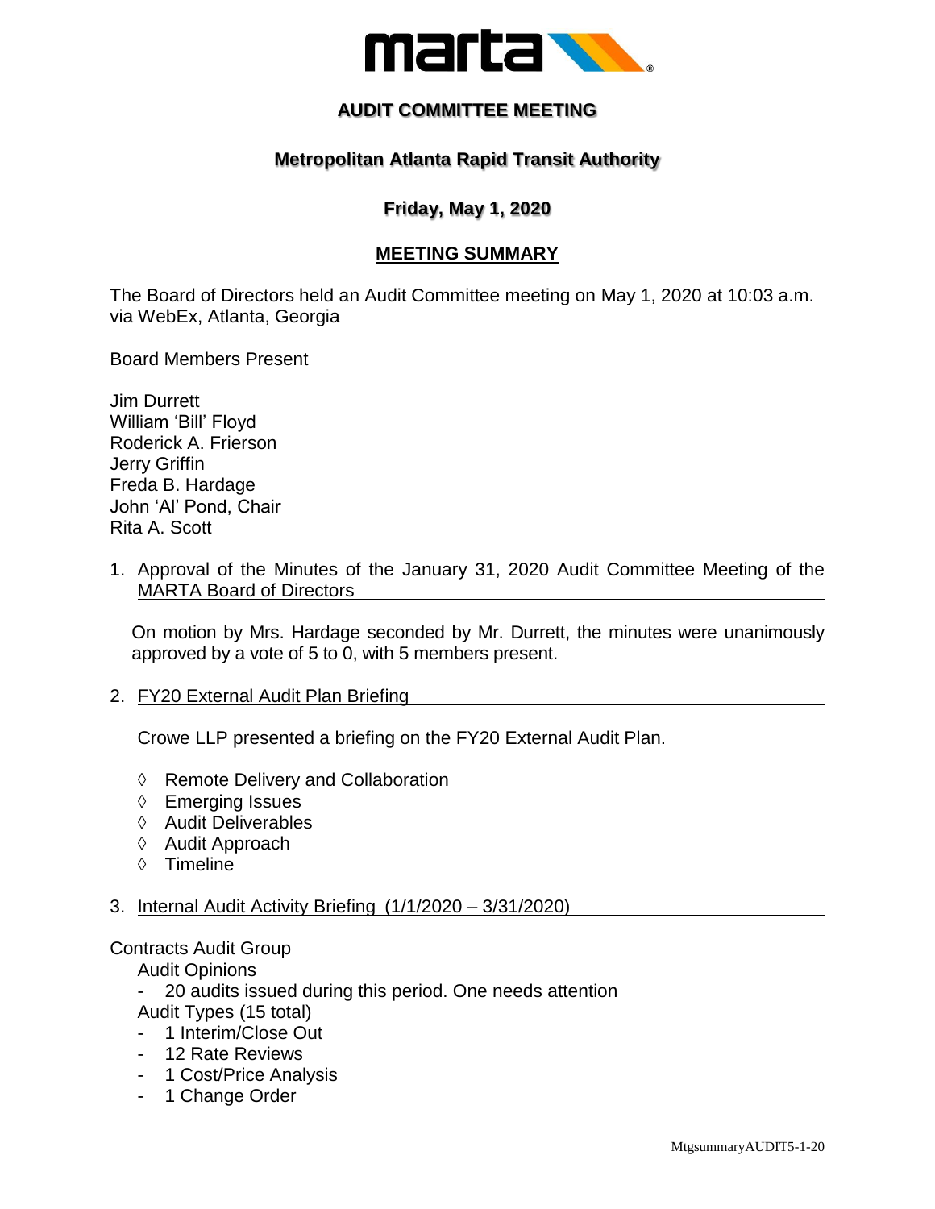# AUDIT COMMITTEE MEETING

## Metropolitan Atlanta Rapid Transit Authority

### Friday, May 1, 2020

### MEETING SUMMARY

The Board of Directors held an Audit Committee meeting on May 1, 2020 at 10:03 a.m. via WebEx, Atlanta, Georgia

Board Members Present

Jim Durrett
William 'Bill' Floyd
Roderick A. Frierson
Jerry Griffin
Freda B. Hardage
John 'Al' Pond, Chair
Rita A. Scott

1. Approval of the Minutes of the January 31, 2020 Audit Committee Meeting of the MARTA Board of Directors

   On motion by Mrs. Hardage seconded by Mr. Durrett, the minutes were unanimously approved by a vote of 5 to 0, with 5 members present.

2. FY20 External Audit Plan Briefing

   Crowe LLP presented a briefing on the FY20 External Audit Plan.

   - ◊ Remote Delivery and Collaboration
   - ◊ Emerging Issues
   - ◊ Audit Deliverables
   - ◊ Audit Approach
   - ◊ Timeline

3. Internal Audit Activity Briefing (1/1/2020 – 3/31/2020)

Contracts Audit Group

Audit Opinions
- 20 audits issued during this period. One needs attention

Audit Types (15 total)
- 1 Interim/Close Out
- 12 Rate Reviews
- 1 Cost/Price Analysis
- 1 Change Order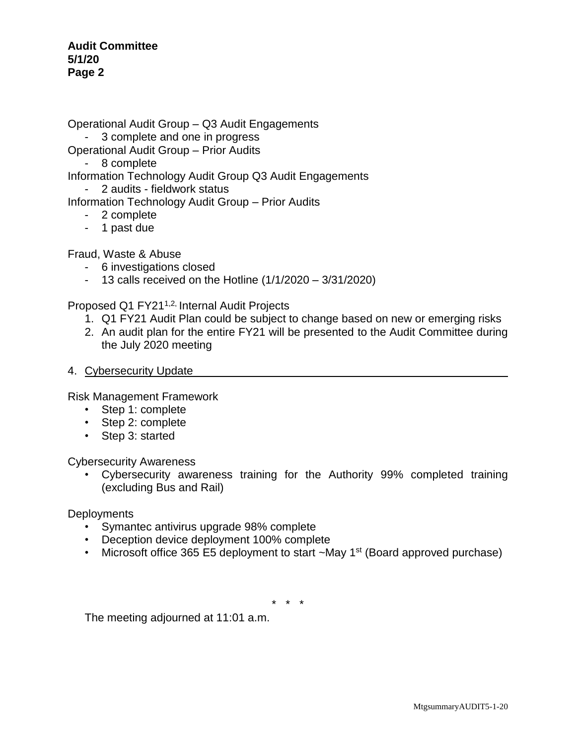Operational Audit Group – Q3 Audit Engagements

- 3 complete and one in progress

Operational Audit Group – Prior Audits

- 8 complete

Information Technology Audit Group Q3 Audit Engagements

- 2 audits - fieldwork status

Information Technology Audit Group – Prior Audits

- 2 complete
- 1 past due

Fraud, Waste & Abuse

- 6 investigations closed
- 13 calls received on the Hotline (1/1/2020 – 3/31/2020)

Proposed Q1 FY21[1,2,] Internal Audit Projects

1. Q1 FY21 Audit Plan could be subject to change based on new or emerging risks
2. An audit plan for the entire FY21 will be presented to the Audit Committee during the July 2020 meeting

4. Cybersecurity Update

Risk Management Framework

- Step 1: complete
- Step 2: complete
- Step 3: started

Cybersecurity Awareness

- Cybersecurity awareness training for the Authority 99% completed training (excluding Bus and Rail)

Deployments

- Symantec antivirus upgrade 98% complete
- Deception device deployment 100% complete
- Microsoft office 365 E5 deployment to start ~May 1st (Board approved purchase)

\* \* \*

The meeting adjourned at 11:01 a.m.